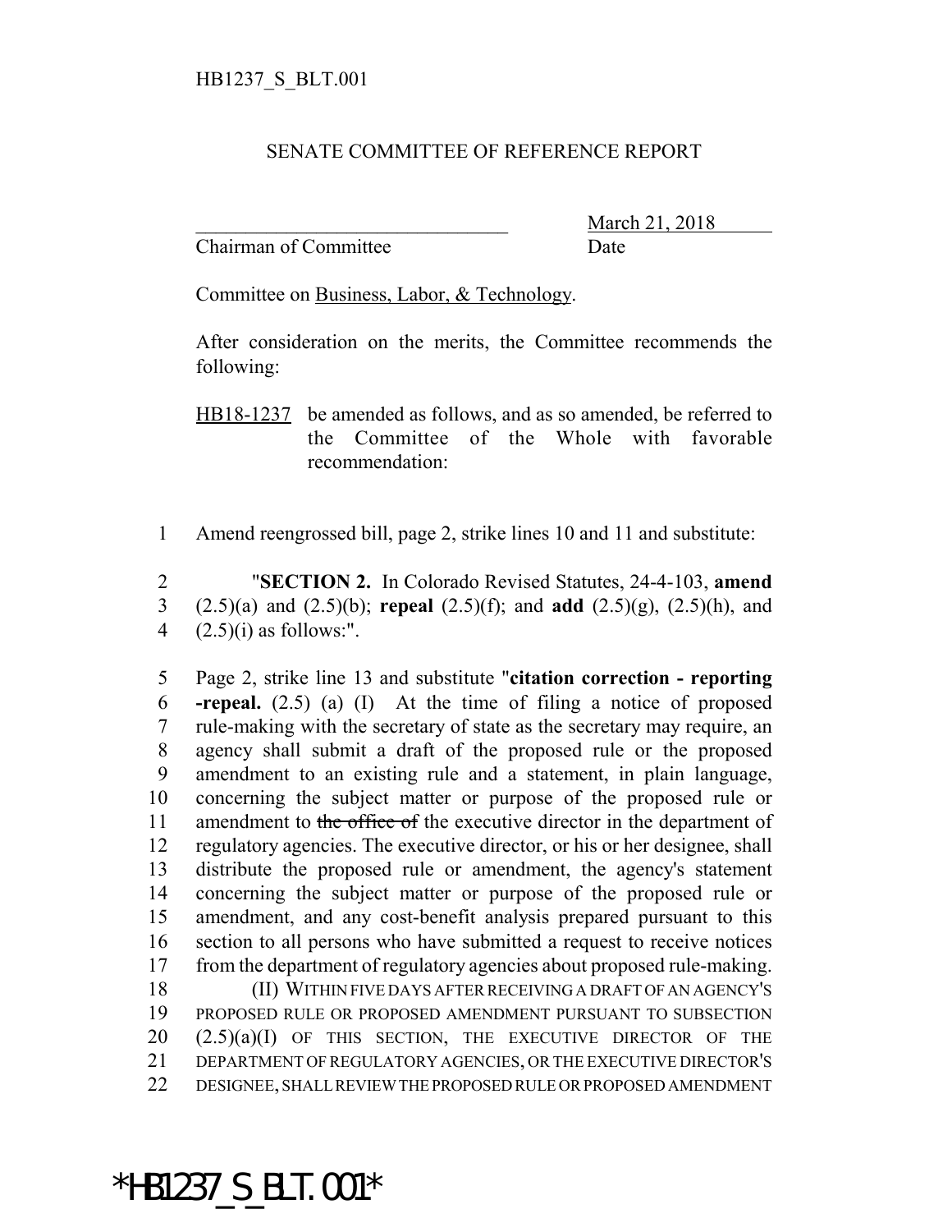HB1237_S_BLT.001

SENATE COMMITTEE OF REFERENCE REPORT

_______________________________ March 21, 2018
Chairman of Committee Date

Committee on Business, Labor, & Technology.

After consideration on the merits, the Committee recommends the following:

HB18-1237 be amended as follows, and as so amended, be referred to the Committee of the Whole with favorable recommendation:

1 Amend reengrossed bill, page 2, strike lines 10 and 11 and substitute:

2 "**SECTION 2.** In Colorado Revised Statutes, 24-4-103, **amend**
3 (2.5)(a) and (2.5)(b); **repeal** (2.5)(f); and **add** (2.5)(g), (2.5)(h), and
4 (2.5)(i) as follows:".

5 Page 2, strike line 13 and substitute "**citation correction - reporting**
6 **-repeal.** (2.5) (a) (I) At the time of filing a notice of proposed
7 rule-making with the secretary of state as the secretary may require, an
8 agency shall submit a draft of the proposed rule or the proposed
9 amendment to an existing rule and a statement, in plain language,
10 concerning the subject matter or purpose of the proposed rule or
11 amendment to ~~the office of~~ the executive director in the department of
12 regulatory agencies. The executive director, or his or her designee, shall
13 distribute the proposed rule or amendment, the agency's statement
14 concerning the subject matter or purpose of the proposed rule or
15 amendment, and any cost-benefit analysis prepared pursuant to this
16 section to all persons who have submitted a request to receive notices
17 from the department of regulatory agencies about proposed rule-making.
18 (II) WITHIN FIVE DAYS AFTER RECEIVING A DRAFT OF AN AGENCY'S
19 PROPOSED RULE OR PROPOSED AMENDMENT PURSUANT TO SUBSECTION
20 (2.5)(a)(I) OF THIS SECTION, THE EXECUTIVE DIRECTOR OF THE
21 DEPARTMENT OF REGULATORY AGENCIES, OR THE EXECUTIVE DIRECTOR'S
22 DESIGNEE, SHALL REVIEW THE PROPOSED RULE OR PROPOSED AMENDMENT

*HB1237_S_BLT.001*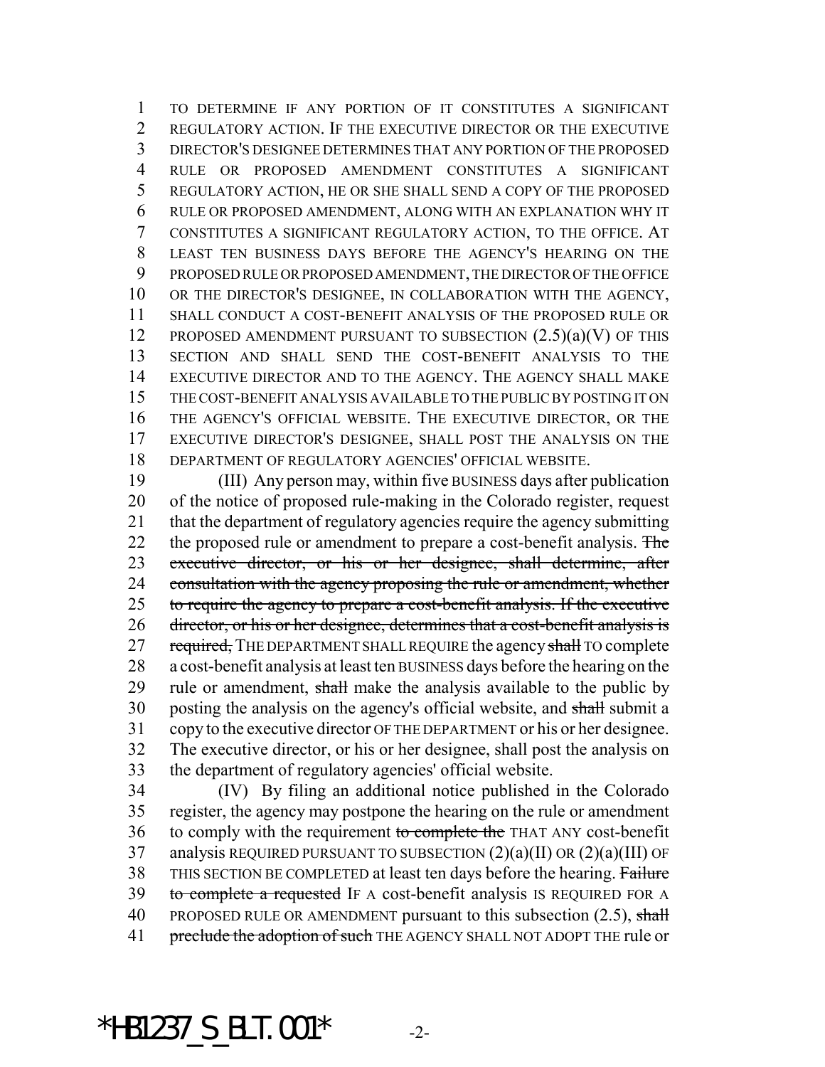TO DETERMINE IF ANY PORTION OF IT CONSTITUTES A SIGNIFICANT REGULATORY ACTION. IF THE EXECUTIVE DIRECTOR OR THE EXECUTIVE DIRECTOR'S DESIGNEE DETERMINES THAT ANY PORTION OF THE PROPOSED RULE OR PROPOSED AMENDMENT CONSTITUTES A SIGNIFICANT REGULATORY ACTION, HE OR SHE SHALL SEND A COPY OF THE PROPOSED RULE OR PROPOSED AMENDMENT, ALONG WITH AN EXPLANATION WHY IT CONSTITUTES A SIGNIFICANT REGULATORY ACTION, TO THE OFFICE. AT LEAST TEN BUSINESS DAYS BEFORE THE AGENCY'S HEARING ON THE PROPOSED RULE OR PROPOSED AMENDMENT, THE DIRECTOR OF THE OFFICE OR THE DIRECTOR'S DESIGNEE, IN COLLABORATION WITH THE AGENCY, SHALL CONDUCT A COST-BENEFIT ANALYSIS OF THE PROPOSED RULE OR PROPOSED AMENDMENT PURSUANT TO SUBSECTION (2.5)(a)(V) OF THIS SECTION AND SHALL SEND THE COST-BENEFIT ANALYSIS TO THE EXECUTIVE DIRECTOR AND TO THE AGENCY. THE AGENCY SHALL MAKE THE COST-BENEFIT ANALYSIS AVAILABLE TO THE PUBLIC BY POSTING IT ON THE AGENCY'S OFFICIAL WEBSITE. THE EXECUTIVE DIRECTOR, OR THE EXECUTIVE DIRECTOR'S DESIGNEE, SHALL POST THE ANALYSIS ON THE DEPARTMENT OF REGULATORY AGENCIES' OFFICIAL WEBSITE.

(III) Any person may, within five BUSINESS days after publication of the notice of proposed rule-making in the Colorado register, request that the department of regulatory agencies require the agency submitting the proposed rule or amendment to prepare a cost-benefit analysis. ~~The executive director, or his or her designee, shall determine, after consultation with the agency proposing the rule or amendment, whether to require the agency to prepare a cost-benefit analysis. If the executive director, or his or her designee, determines that a cost-benefit analysis is required,~~ THE DEPARTMENT SHALL REQUIRE the agency ~~shall~~ TO complete a cost-benefit analysis at least ten BUSINESS days before the hearing on the rule or amendment, ~~shall~~ make the analysis available to the public by posting the analysis on the agency's official website, and ~~shall~~ submit a copy to the executive director OF THE DEPARTMENT or his or her designee. The executive director, or his or her designee, shall post the analysis on the department of regulatory agencies' official website.

(IV) By filing an additional notice published in the Colorado register, the agency may postpone the hearing on the rule or amendment to comply with the requirement ~~to complete the~~ THAT ANY cost-benefit analysis REQUIRED PURSUANT TO SUBSECTION (2)(a)(II) OR (2)(a)(III) OF THIS SECTION BE COMPLETED at least ten days before the hearing. ~~Failure to complete a requested~~ IF A cost-benefit analysis IS REQUIRED FOR A PROPOSED RULE OR AMENDMENT pursuant to this subsection (2.5), ~~shall preclude the adoption of such~~ THE AGENCY SHALL NOT ADOPT THE rule or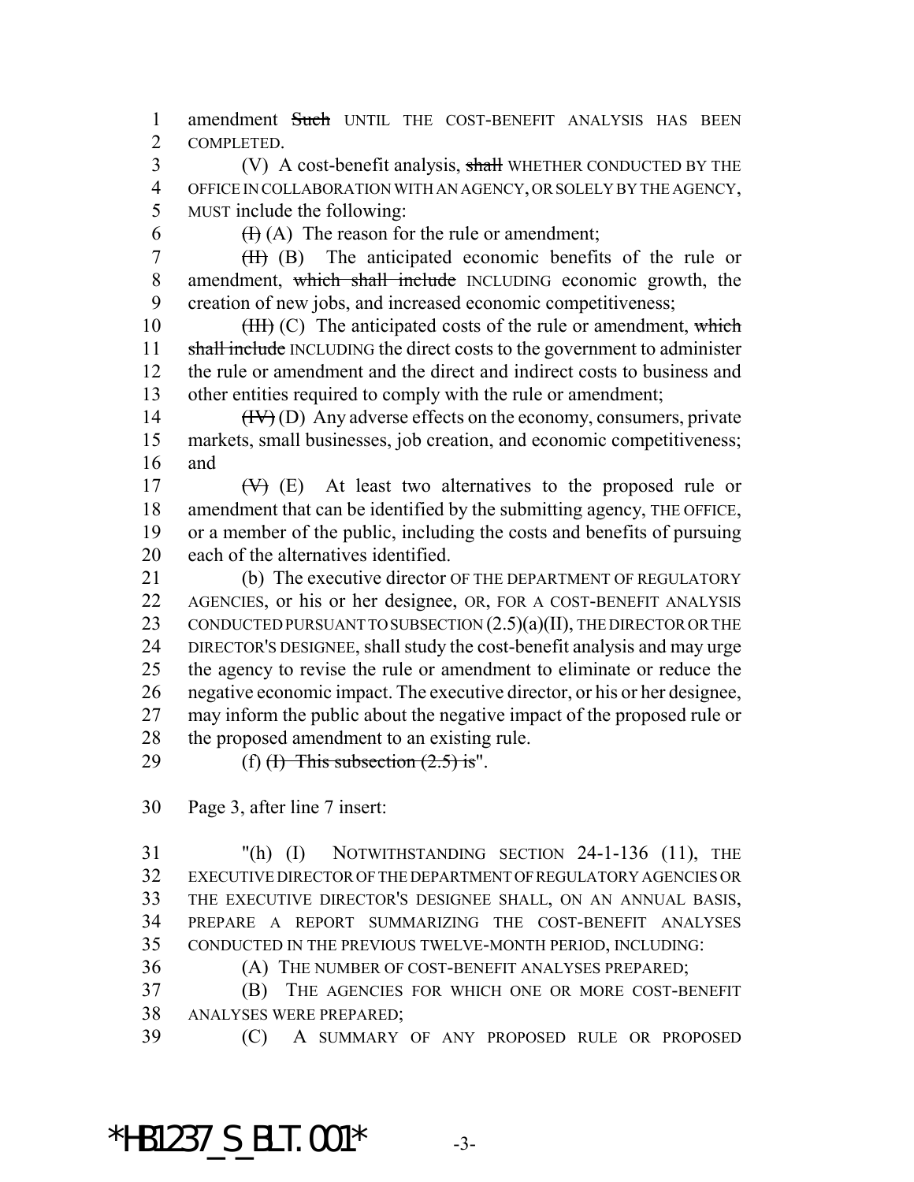amendment ~~Such~~ UNTIL THE COST-BENEFIT ANALYSIS HAS BEEN COMPLETED.

(V) A cost-benefit analysis, ~~shall~~ WHETHER CONDUCTED BY THE OFFICE IN COLLABORATION WITH AN AGENCY, OR SOLELY BY THE AGENCY, MUST include the following:

~~(I)~~ (A) The reason for the rule or amendment;

~~(II)~~ (B) The anticipated economic benefits of the rule or amendment, ~~which shall include~~ INCLUDING economic growth, the creation of new jobs, and increased economic competitiveness;

~~(III)~~ (C) The anticipated costs of the rule or amendment, ~~which shall include~~ INCLUDING the direct costs to the government to administer the rule or amendment and the direct and indirect costs to business and other entities required to comply with the rule or amendment;

~~(IV)~~ (D) Any adverse effects on the economy, consumers, private markets, small businesses, job creation, and economic competitiveness; and

~~(V)~~ (E) At least two alternatives to the proposed rule or amendment that can be identified by the submitting agency, THE OFFICE, or a member of the public, including the costs and benefits of pursuing each of the alternatives identified.

(b) The executive director OF THE DEPARTMENT OF REGULATORY AGENCIES, or his or her designee, OR, FOR A COST-BENEFIT ANALYSIS CONDUCTED PURSUANT TO SUBSECTION (2.5)(a)(II), THE DIRECTOR OR THE DIRECTOR'S DESIGNEE, shall study the cost-benefit analysis and may urge the agency to revise the rule or amendment to eliminate or reduce the negative economic impact. The executive director, or his or her designee, may inform the public about the negative impact of the proposed rule or the proposed amendment to an existing rule.

(f) ~~(I) This subsection (2.5) is~~".

Page 3, after line 7 insert:

"(h) (I) NOTWITHSTANDING SECTION 24-1-136 (11), THE EXECUTIVE DIRECTOR OF THE DEPARTMENT OF REGULATORY AGENCIES OR THE EXECUTIVE DIRECTOR'S DESIGNEE SHALL, ON AN ANNUAL BASIS, PREPARE A REPORT SUMMARIZING THE COST-BENEFIT ANALYSES CONDUCTED IN THE PREVIOUS TWELVE-MONTH PERIOD, INCLUDING:

(A) THE NUMBER OF COST-BENEFIT ANALYSES PREPARED;

(B) THE AGENCIES FOR WHICH ONE OR MORE COST-BENEFIT ANALYSES WERE PREPARED;

(C) A SUMMARY OF ANY PROPOSED RULE OR PROPOSED

*HB1237_S_BLT.001*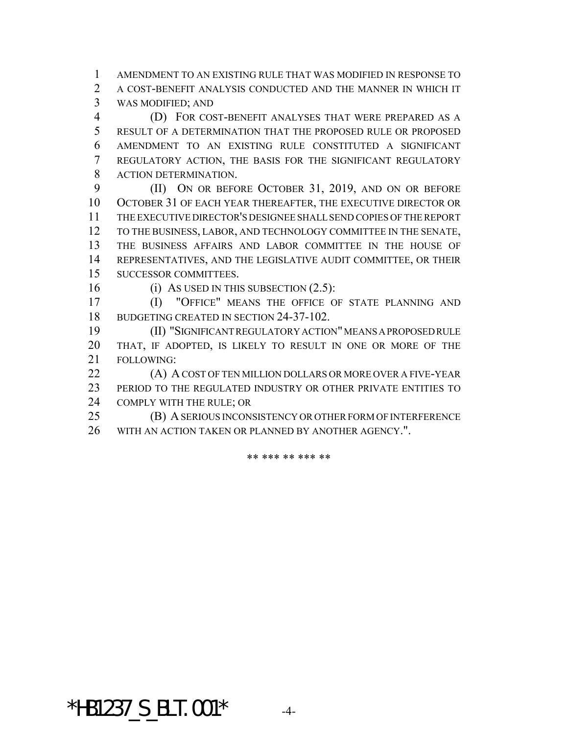AMENDMENT TO AN EXISTING RULE THAT WAS MODIFIED IN RESPONSE TO A COST-BENEFIT ANALYSIS CONDUCTED AND THE MANNER IN WHICH IT WAS MODIFIED; AND

(D) FOR COST-BENEFIT ANALYSES THAT WERE PREPARED AS A RESULT OF A DETERMINATION THAT THE PROPOSED RULE OR PROPOSED AMENDMENT TO AN EXISTING RULE CONSTITUTED A SIGNIFICANT REGULATORY ACTION, THE BASIS FOR THE SIGNIFICANT REGULATORY ACTION DETERMINATION.

(II) ON OR BEFORE OCTOBER 31, 2019, AND ON OR BEFORE OCTOBER 31 OF EACH YEAR THEREAFTER, THE EXECUTIVE DIRECTOR OR THE EXECUTIVE DIRECTOR'S DESIGNEE SHALL SEND COPIES OF THE REPORT TO THE BUSINESS, LABOR, AND TECHNOLOGY COMMITTEE IN THE SENATE, THE BUSINESS AFFAIRS AND LABOR COMMITTEE IN THE HOUSE OF REPRESENTATIVES, AND THE LEGISLATIVE AUDIT COMMITTEE, OR THEIR SUCCESSOR COMMITTEES.

(i) AS USED IN THIS SUBSECTION (2.5):

(I) "OFFICE" MEANS THE OFFICE OF STATE PLANNING AND BUDGETING CREATED IN SECTION 24-37-102.

(II) "SIGNIFICANT REGULATORY ACTION" MEANS A PROPOSED RULE THAT, IF ADOPTED, IS LIKELY TO RESULT IN ONE OR MORE OF THE FOLLOWING:

(A) A COST OF TEN MILLION DOLLARS OR MORE OVER A FIVE-YEAR PERIOD TO THE REGULATED INDUSTRY OR OTHER PRIVATE ENTITIES TO COMPLY WITH THE RULE; OR

(B) A SERIOUS INCONSISTENCY OR OTHER FORM OF INTERFERENCE WITH AN ACTION TAKEN OR PLANNED BY ANOTHER AGENCY.".

** *** ** *** **